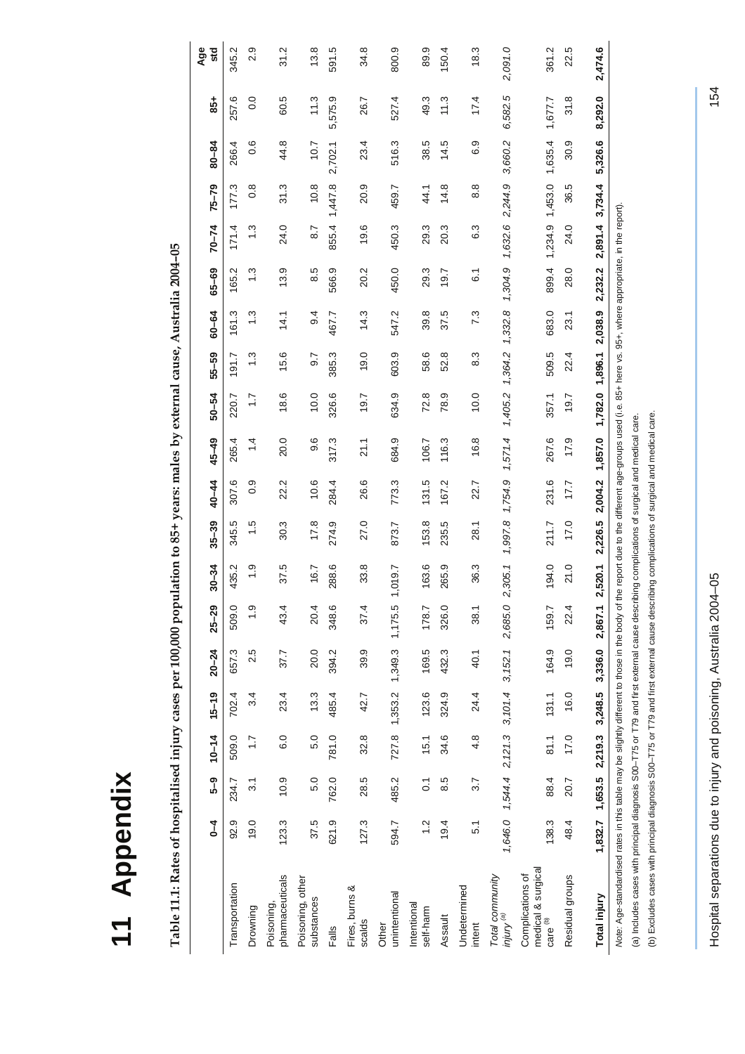# 11 Appendix

**Table 11.1: Rates of hospitalised injury cases per 100,000 population to 85+ years: males by external cause, Australia 2004–05**

| | 0–4 | 5–9 | 10–14 | 15–19 | 20–24 | 25–29 | 30–34 | 35–39 | 40–44 | 45–49 | 50–54 | 55–59 | 60–64 | 65–69 | 70–74 | 75–79 | 80–84 | 85+ | Age std |
|---|---|---|---|---|---|---|---|---|---|---|---|---|---|---|---|---|---|---|---|
| Transportation | 92.9 | 234.7 | 509.0 | 702.4 | 657.3 | 509.0 | 435.2 | 345.5 | 307.6 | 265.4 | 220.7 | 191.7 | 161.3 | 165.2 | 171.4 | 177.3 | 266.4 | 257.6 | 345.2 |
| Drowning | 19.0 | 3.1 | 1.7 | 3.4 | 2.5 | 1.9 | 1.9 | 1.5 | 0.9 | 1.4 | 1.7 | 1.3 | 1.3 | 1.3 | 1.3 | 0.8 | 0.6 | 0.0 | 2.9 |
| Poisoning, pharmaceuticals | 123.3 | 10.9 | 6.0 | 23.4 | 37.7 | 43.4 | 37.5 | 30.3 | 22.2 | 20.0 | 18.6 | 15.6 | 14.1 | 13.9 | 24.0 | 31.3 | 44.8 | 60.5 | 31.2 |
| Poisoning, other substances | 37.5 | 5.0 | 5.0 | 13.3 | 20.0 | 20.4 | 16.7 | 17.8 | 10.6 | 9.6 | 10.0 | 9.7 | 9.4 | 8.5 | 8.7 | 10.8 | 10.7 | 11.3 | 13.8 |
| Falls | 621.9 | 762.0 | 781.0 | 485.4 | 394.2 | 348.6 | 288.6 | 274.9 | 284.4 | 317.3 | 326.6 | 385.3 | 467.7 | 566.9 | 855.4 | 1,447.8 | 2,702.1 | 5,575.9 | 591.5 |
| Fires, burns & scalds | 127.3 | 28.5 | 32.8 | 42.7 | 39.9 | 37.4 | 33.8 | 27.0 | 26.6 | 21.1 | 19.7 | 19.0 | 14.3 | 20.2 | 19.6 | 20.9 | 23.4 | 26.7 | 34.8 |
| Other unintentional | 594.7 | 485.2 | 727.8 | 1,353.2 | 1,349.3 | 1,175.5 | 1,019.7 | 873.7 | 773.3 | 684.9 | 634.9 | 603.9 | 547.2 | 450.0 | 450.3 | 459.7 | 516.3 | 527.4 | 800.9 |
| Intentional self-harm | 1.2 | 0.1 | 15.1 | 123.6 | 169.5 | 178.7 | 163.6 | 153.8 | 131.5 | 106.7 | 72.8 | 58.6 | 39.8 | 29.3 | 29.3 | 44.1 | 38.5 | 49.3 | 89.9 |
| Assault | 19.4 | 8.5 | 34.6 | 324.9 | 432.3 | 326.0 | 265.9 | 235.5 | 167.2 | 116.3 | 78.9 | 52.8 | 37.5 | 19.7 | 20.3 | 14.8 | 14.5 | 11.3 | 150.4 |
| Undetermined intent | 5.1 | 3.7 | 4.8 | 24.4 | 40.1 | 38.1 | 36.3 | 28.1 | 22.7 | 16.8 | 10.0 | 8.3 | 7.3 | 6.1 | 6.3 | 8.8 | 6.9 | 17.4 | 18.3 |
| *Total community injury* [(a)] | *1,646.0* | *1,544.4* | *2,121.3* | *3,101.4* | *3,152.1* | *2,685.0* | *2,305.1* | *1,997.8* | *1,754.9* | *1,571.4* | *1,405.2* | *1,364.2* | *1,332.8* | *1,304.9* | *1,632.6* | *2,244.9* | *3,660.2* | *6,582.5* | *2,091.0* |
| Complications of medical & surgical care [(b)] | 138.3 | 88.4 | 81.1 | 131.1 | 164.9 | 159.7 | 194.0 | 211.7 | 231.6 | 267.6 | 357.1 | 509.5 | 683.0 | 899.4 | 1,234.9 | 1,453.0 | 1,635.4 | 1,677.7 | 361.2 |
| Residual groups | 48.4 | 20.7 | 17.0 | 16.0 | 19.0 | 22.4 | 21.0 | 17.0 | 17.7 | 17.9 | 19.7 | 22.4 | 23.1 | 28.0 | 24.0 | 36.5 | 30.9 | 31.8 | 22.5 |
| **Total injury** | **1,832.7** | **1,653.5** | **2,219.3** | **3,248.5** | **3,336.0** | **2,867.1** | **2,520.1** | **2,226.5** | **2,004.2** | **1,857.0** | **1,782.0** | **1,896.1** | **2,038.9** | **2,232.2** | **2,891.4** | **3,734.4** | **5,326.6** | **8,292.0** | **2,474.6** |

*Note:* Age-standardised rates in this table may be slightly different to those in the body of the report due to the different age-groups used (i.e. 85+ here vs. 95+, where appropriate, in the report).

(a) Includes cases with principal diagnosis S00–T75 or T79 and first external cause describing complications of surgical and medical care.

(b) Excludes cases with principal diagnosis S00–T75 or T79 and first external cause describing complications of surgical and medical care.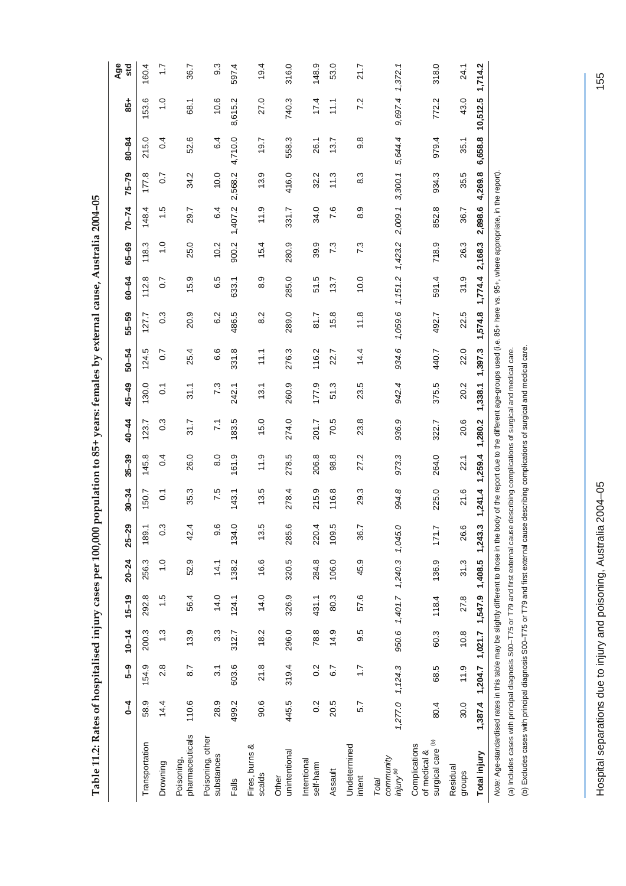# Table 11.2: Rates of hospitalised injury cases per 100,000 population to 85+ years: females by external cause, Australia 2004–05

| | 0–4 | 5–9 | 10–14 | 15–19 | 20–24 | 25–29 | 30–34 | 35–39 | 40–44 | 45–49 | 50–54 | 55–59 | 60–64 | 65–69 | 70–74 | 75–79 | 80–84 | 85+ | Age std |
|---|---|---|---|---|---|---|---|---|---|---|---|---|---|---|---|---|---|---|---|
| Transportation | 58.9 | 154.9 | 200.3 | 292.8 | 256.3 | 189.1 | 150.7 | 145.8 | 123.7 | 130.0 | 124.5 | 127.7 | 112.8 | 118.3 | 148.4 | 177.8 | 215.0 | 153.6 | 160.4 |
| Drowning | 14.4 | 2.8 | 1.3 | 1.5 | 1.0 | 0.3 | 0.1 | 0.4 | 0.3 | 0.1 | 0.7 | 0.3 | 0.7 | 1.0 | 1.5 | 0.7 | 0.4 | 1.0 | 1.7 |
| Poisoning, pharmaceuticals | 110.6 | 8.7 | 13.9 | 56.4 | 52.9 | 42.4 | 35.3 | 26.0 | 31.7 | 31.1 | 25.4 | 20.9 | 15.9 | 25.0 | 29.7 | 34.2 | 52.6 | 68.1 | 36.7 |
| Poisoning, other substances | 28.9 | 3.1 | 3.3 | 14.0 | 14.1 | 9.6 | 7.5 | 8.0 | 7.1 | 7.3 | 6.6 | 6.2 | 6.5 | 10.2 | 6.4 | 10.0 | 6.4 | 10.6 | 9.3 |
| Falls | 499.2 | 603.6 | 312.7 | 124.1 | 138.2 | 134.0 | 143.1 | 161.9 | 183.5 | 242.1 | 331.8 | 486.5 | 633.1 | 900.2 | 1,407.2 | 2,568.2 | 4,710.0 | 8,615.2 | 597.4 |
| Fires, burns & scalds | 90.6 | 21.8 | 18.2 | 14.0 | 16.6 | 13.5 | 13.5 | 11.9 | 15.0 | 13.1 | 11.1 | 8.2 | 8.9 | 15.4 | 11.9 | 13.9 | 19.7 | 27.0 | 19.4 |
| Other unintentional | 445.5 | 319.4 | 296.0 | 326.9 | 320.5 | 285.6 | 278.4 | 278.5 | 274.0 | 260.9 | 276.3 | 289.0 | 285.0 | 280.9 | 331.7 | 416.0 | 558.3 | 740.3 | 316.0 |
| Intentional self-harm | 0.2 | 0.2 | 78.8 | 431.1 | 284.8 | 220.4 | 215.9 | 206.8 | 201.7 | 177.9 | 116.2 | 81.7 | 51.5 | 39.9 | 34.0 | 32.2 | 26.1 | 17.4 | 148.9 |
| Assault | 20.5 | 6.7 | 14.9 | 80.3 | 106.0 | 109.5 | 116.8 | 98.8 | 70.5 | 51.3 | 22.7 | 15.8 | 13.7 | 7.3 | 7.6 | 11.3 | 13.7 | 11.1 | 53.0 |
| Undetermined intent | 5.7 | 1.7 | 9.5 | 57.6 | 45.9 | 36.7 | 29.3 | 27.2 | 23.8 | 23.5 | 14.4 | 11.8 | 10.0 | 7.3 | 8.9 | 8.3 | 9.8 | 7.2 | 21.7 |
| *Total community injury*[(a)] | *1,277.0* | *1,124.3* | *950.6* | *1,401.7* | *1,240.3* | *1,045.0* | *994.8* | *973.3* | *936.9* | *942.4* | *934.6* | *1,059.6* | *1,151.2* | *1,423.2* | *2,009.1* | *3,300.1* | *5,644.4* | *9,697.4* | *1,372.1* |
| Complications of medical & surgical care[(b)] | 80.4 | 68.5 | 60.3 | 118.4 | 136.9 | 171.7 | 225.0 | 264.0 | 322.7 | 375.5 | 440.7 | 492.7 | 591.4 | 718.9 | 852.8 | 934.3 | 979.4 | 772.2 | 318.0 |
| Residual groups | 30.0 | 11.9 | 10.8 | 27.8 | 31.3 | 26.6 | 21.6 | 22.1 | 20.6 | 20.2 | 22.0 | 22.5 | 31.9 | 26.3 | 36.7 | 35.5 | 35.1 | 43.0 | 24.1 |
| **Total injury** | **1,387.4** | **1,204.7** | **1,021.7** | **1,547.9** | **1,408.5** | **1,243.3** | **1,241.4** | **1,259.4** | **1,280.2** | **1,338.1** | **1,397.3** | **1,574.8** | **1,774.4** | **2,168.3** | **2,898.6** | **4,269.8** | **6,658.8** | **10,512.5** | **1,714.2** |

*Note:* Age-standardised rates in this table may be slightly different to those in the body of the report due to the different age-groups used (i.e. 85+ here vs. 95+, where appropriate, in the report).

(a) Includes cases with principal diagnosis S00–T75 or T79 and first external cause describing complications of surgical and medical care.

(b) Excludes cases with principal diagnosis S00–T75 or T79 and first external cause describing complications of surgical and medical care.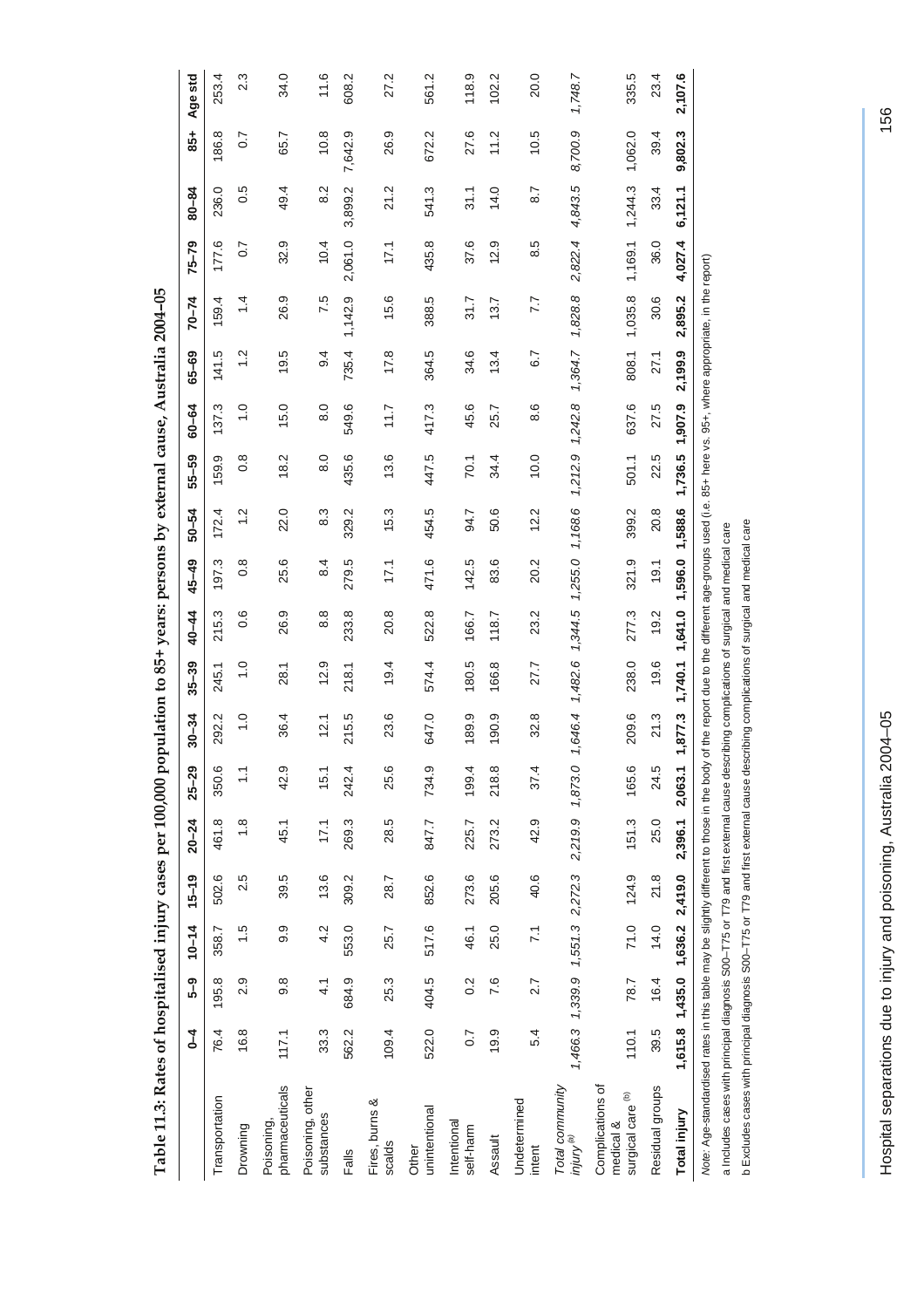**Table 11.3: Rates of hospitalised injury cases per 100,000 population to 85+ years: persons by external cause, Australia 2004–05**

| | 0–4 | 5–9 | 10–14 | 15–19 | 20–24 | 25–29 | 30–34 | 35–39 | 40–44 | 45–49 | 50–54 | 55–59 | 60–64 | 65–69 | 70–74 | 75–79 | 80–84 | 85+ | Age std |
|---|---|---|---|---|---|---|---|---|---|---|---|---|---|---|---|---|---|---|---|
| Transportation | 76.4 | 195.8 | 358.7 | 502.6 | 461.8 | 350.6 | 292.2 | 245.1 | 215.3 | 197.3 | 172.4 | 159.9 | 137.3 | 141.5 | 159.4 | 177.6 | 236.0 | 186.8 | 253.4 |
| Drowning | 16.8 | 2.9 | 1.5 | 2.5 | 1.8 | 1.1 | 1.0 | 1.0 | 0.6 | 0.8 | 1.2 | 0.8 | 1.0 | 1.2 | 1.4 | 0.7 | 0.5 | 0.7 | 2.3 |
| Poisoning, pharmaceuticals | 117.1 | 9.8 | 9.9 | 39.5 | 45.1 | 42.9 | 36.4 | 28.1 | 26.9 | 25.6 | 22.0 | 18.2 | 15.0 | 19.5 | 26.9 | 32.9 | 49.4 | 65.7 | 34.0 |
| Poisoning, other substances | 33.3 | 4.1 | 4.2 | 13.6 | 17.1 | 15.1 | 12.1 | 12.9 | 8.8 | 8.4 | 8.3 | 8.0 | 8.0 | 9.4 | 7.5 | 10.4 | 8.2 | 10.8 | 11.6 |
| Falls | 562.2 | 684.9 | 553.0 | 309.2 | 269.3 | 242.4 | 215.5 | 218.1 | 233.8 | 279.5 | 329.2 | 435.6 | 549.6 | 735.4 | 1,142.9 | 2,061.0 | 3,899.2 | 7,642.9 | 608.2 |
| Fires, burns & scalds | 109.4 | 25.3 | 25.7 | 28.7 | 28.5 | 25.6 | 23.6 | 19.4 | 20.8 | 17.1 | 15.3 | 13.6 | 11.7 | 17.8 | 15.6 | 17.1 | 21.2 | 26.9 | 27.2 |
| Other unintentional | 522.0 | 404.5 | 517.6 | 852.6 | 847.7 | 734.9 | 647.0 | 574.4 | 522.8 | 471.6 | 454.5 | 447.5 | 417.3 | 364.5 | 388.5 | 435.8 | 541.3 | 672.2 | 561.2 |
| Intentional self-harm | 0.7 | 0.2 | 46.1 | 273.6 | 225.7 | 199.4 | 189.9 | 180.5 | 166.7 | 142.5 | 94.7 | 70.1 | 45.6 | 34.6 | 31.7 | 37.6 | 31.1 | 27.6 | 118.9 |
| Assault | 19.9 | 7.6 | 25.0 | 205.6 | 273.2 | 218.8 | 190.9 | 166.8 | 118.7 | 83.6 | 50.6 | 34.4 | 25.7 | 13.4 | 13.7 | 12.9 | 14.0 | 11.2 | 102.2 |
| Undetermined intent | 5.4 | 2.7 | 7.1 | 40.6 | 42.9 | 37.4 | 32.8 | 27.7 | 23.2 | 20.2 | 12.2 | 10.0 | 8.6 | 6.7 | 7.7 | 8.5 | 8.7 | 10.5 | 20.0 |
| *Total community injury*[(a)] | *1,466.3* | *1,339.9* | *1,551.3* | *2,272.3* | *2,219.9* | *1,873.0* | *1,646.4* | *1,482.6* | *1,344.5* | *1,255.0* | *1,168.6* | *1,212.9* | *1,242.8* | *1,364.7* | *1,828.8* | *2,822.4* | *4,843.5* | *8,700.9* | *1,748.7* |
| Complications of medical & surgical care[(b)] | 110.1 | 78.7 | 71.0 | 124.9 | 151.3 | 165.6 | 209.6 | 238.0 | 277.3 | 321.9 | 399.2 | 501.1 | 637.6 | 808.1 | 1,035.8 | 1,169.1 | 1,244.3 | 1,062.0 | 335.5 |
| Residual groups | 39.5 | 16.4 | 14.0 | 21.8 | 25.0 | 24.5 | 21.3 | 19.6 | 19.2 | 19.1 | 20.8 | 22.5 | 27.5 | 27.1 | 30.6 | 36.0 | 33.4 | 39.4 | 23.4 |
| **Total injury** | **1,615.8** | **1,435.0** | **1,636.2** | **2,419.0** | **2,396.1** | **2,063.1** | **1,877.3** | **1,740.1** | **1,641.0** | **1,596.0** | **1,588.6** | **1,736.5** | **1,907.9** | **2,199.9** | **2,895.2** | **4,027.4** | **6,121.1** | **9,802.3** | **2,107.6** |

*Note:* Age-standardised rates in this table may be slightly different to those in the body of the report due to the different age-groups used (i.e. 85+ here vs. 95+, where appropriate, in the report)

a Includes cases with principal diagnosis S00–T75 or T79 and first external cause describing complications of surgical and medical care

b Excludes cases with principal diagnosis S00–T75 or T79 and first external cause describing complications of surgical and medical care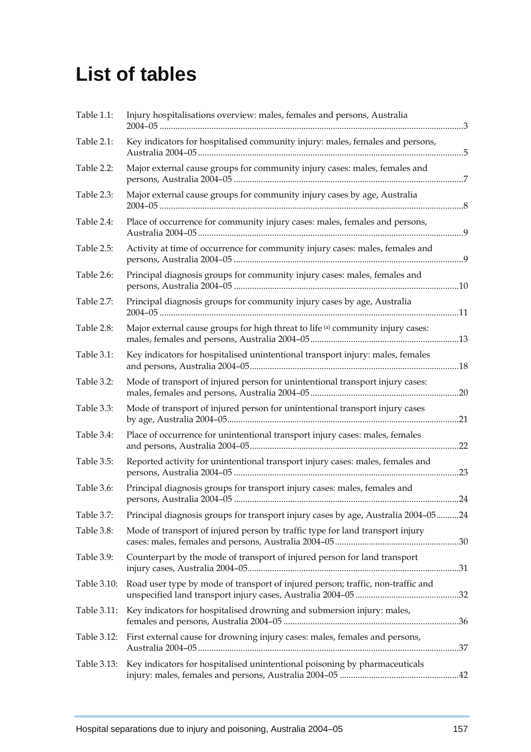# List of tables

| | | |
|---|---|---|
| Table 1.1: | Injury hospitalisations overview: males, females and persons, Australia 2004–05 | 3 |
| Table 2.1: | Key indicators for hospitalised community injury: males, females and persons, Australia 2004–05 | 5 |
| Table 2.2: | Major external cause groups for community injury cases: males, females and persons, Australia 2004–05 | 7 |
| Table 2.3: | Major external cause groups for community injury cases by age, Australia 2004–05 | 8 |
| Table 2.4: | Place of occurrence for community injury cases: males, females and persons, Australia 2004–05 | 9 |
| Table 2.5: | Activity at time of occurrence for community injury cases: males, females and persons, Australia 2004–05 | 9 |
| Table 2.6: | Principal diagnosis groups for community injury cases: males, females and persons, Australia 2004–05 | 10 |
| Table 2.7: | Principal diagnosis groups for community injury cases by age, Australia 2004–05 | 11 |
| Table 2.8: | Major external cause groups for high threat to life (a) community injury cases: males, females and persons, Australia 2004–05 | 13 |
| Table 3.1: | Key indicators for hospitalised unintentional transport injury: males, females and persons, Australia 2004–05 | 18 |
| Table 3.2: | Mode of transport of injured person for unintentional transport injury cases: males, females and persons, Australia 2004–05 | 20 |
| Table 3.3: | Mode of transport of injured person for unintentional transport injury cases by age, Australia 2004–05 | 21 |
| Table 3.4: | Place of occurrence for unintentional transport injury cases: males, females and persons, Australia 2004–05 | 22 |
| Table 3.5: | Reported activity for unintentional transport injury cases: males, females and persons, Australia 2004–05 | 23 |
| Table 3.6: | Principal diagnosis groups for transport injury cases: males, females and persons, Australia 2004–05 | 24 |
| Table 3.7: | Principal diagnosis groups for transport injury cases by age, Australia 2004–05 | 24 |
| Table 3.8: | Mode of transport of injured person by traffic type for land transport injury cases: males, females and persons, Australia 2004–05 | 30 |
| Table 3.9: | Counterpart by the mode of transport of injured person for land transport injury cases, Australia 2004–05 | 31 |
| Table 3.10: | Road user type by mode of transport of injured person; traffic, non-traffic and unspecified land transport injury cases, Australia 2004–05 | 32 |
| Table 3.11: | Key indicators for hospitalised drowning and submersion injury: males, females and persons, Australia 2004–05 | 36 |
| Table 3.12: | First external cause for drowning injury cases: males, females and persons, Australia 2004–05 | 37 |
| Table 3.13: | Key indicators for hospitalised unintentional poisoning by pharmaceuticals injury: males, females and persons, Australia 2004–05 | 42 |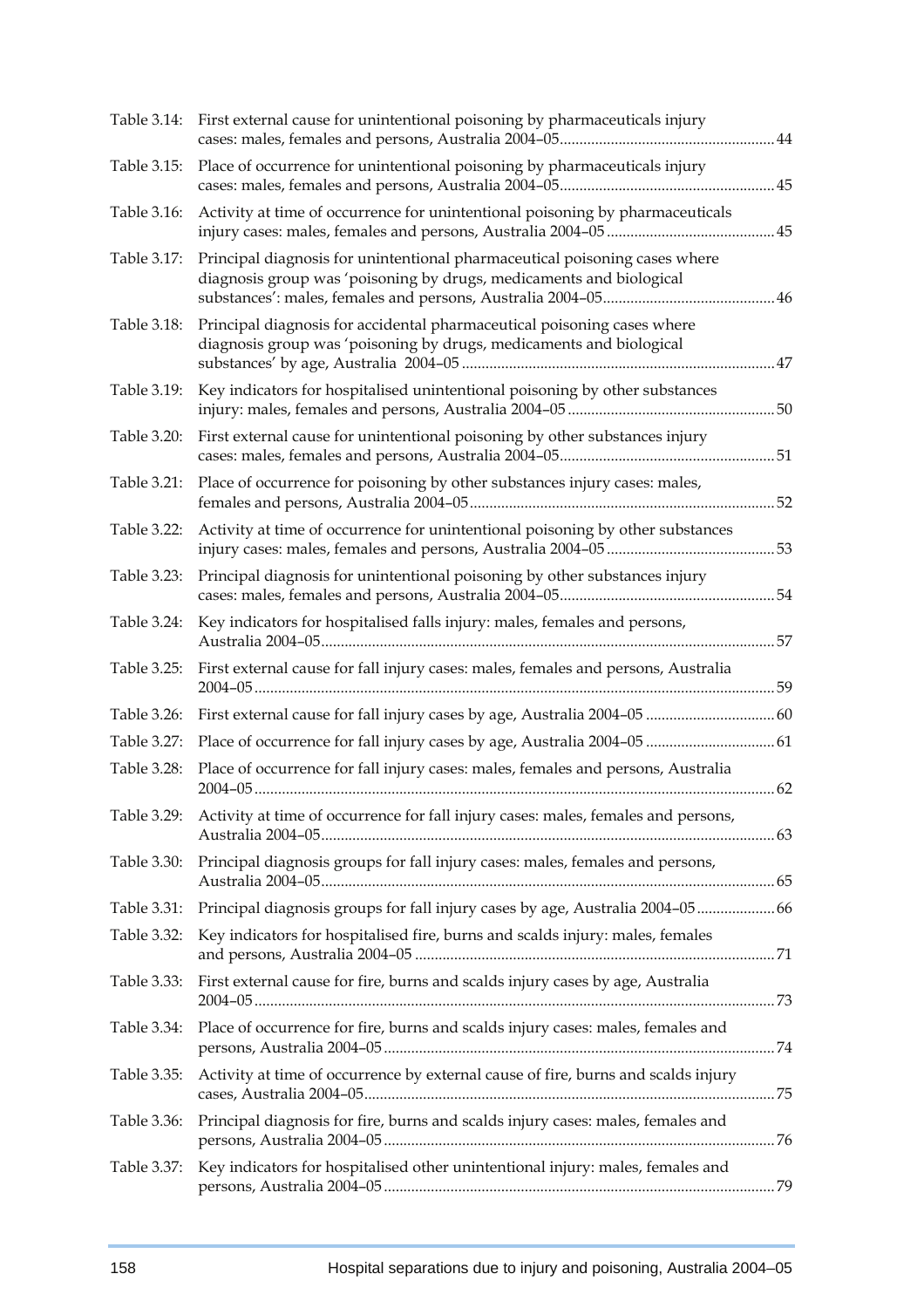| | | |
|---|---|---|
| Table 3.14: | First external cause for unintentional poisoning by pharmaceuticals injury cases: males, females and persons, Australia 2004–05 | 44 |
| Table 3.15: | Place of occurrence for unintentional poisoning by pharmaceuticals injury cases: males, females and persons, Australia 2004–05 | 45 |
| Table 3.16: | Activity at time of occurrence for unintentional poisoning by pharmaceuticals injury cases: males, females and persons, Australia 2004–05 | 45 |
| Table 3.17: | Principal diagnosis for unintentional pharmaceutical poisoning cases where diagnosis group was 'poisoning by drugs, medicaments and biological substances': males, females and persons, Australia 2004–05 | 46 |
| Table 3.18: | Principal diagnosis for accidental pharmaceutical poisoning cases where diagnosis group was 'poisoning by drugs, medicaments and biological substances' by age, Australia 2004–05 | 47 |
| Table 3.19: | Key indicators for hospitalised unintentional poisoning by other substances injury: males, females and persons, Australia 2004–05 | 50 |
| Table 3.20: | First external cause for unintentional poisoning by other substances injury cases: males, females and persons, Australia 2004–05 | 51 |
| Table 3.21: | Place of occurrence for poisoning by other substances injury cases: males, females and persons, Australia 2004–05 | 52 |
| Table 3.22: | Activity at time of occurrence for unintentional poisoning by other substances injury cases: males, females and persons, Australia 2004–05 | 53 |
| Table 3.23: | Principal diagnosis for unintentional poisoning by other substances injury cases: males, females and persons, Australia 2004–05 | 54 |
| Table 3.24: | Key indicators for hospitalised falls injury: males, females and persons, Australia 2004–05 | 57 |
| Table 3.25: | First external cause for fall injury cases: males, females and persons, Australia 2004–05 | 59 |
| Table 3.26: | First external cause for fall injury cases by age, Australia 2004–05 | 60 |
| Table 3.27: | Place of occurrence for fall injury cases by age, Australia 2004–05 | 61 |
| Table 3.28: | Place of occurrence for fall injury cases: males, females and persons, Australia 2004–05 | 62 |
| Table 3.29: | Activity at time of occurrence for fall injury cases: males, females and persons, Australia 2004–05 | 63 |
| Table 3.30: | Principal diagnosis groups for fall injury cases: males, females and persons, Australia 2004–05 | 65 |
| Table 3.31: | Principal diagnosis groups for fall injury cases by age, Australia 2004–05 | 66 |
| Table 3.32: | Key indicators for hospitalised fire, burns and scalds injury: males, females and persons, Australia 2004–05 | 71 |
| Table 3.33: | First external cause for fire, burns and scalds injury cases by age, Australia 2004–05 | 73 |
| Table 3.34: | Place of occurrence for fire, burns and scalds injury cases: males, females and persons, Australia 2004–05 | 74 |
| Table 3.35: | Activity at time of occurrence by external cause of fire, burns and scalds injury cases, Australia 2004–05 | 75 |
| Table 3.36: | Principal diagnosis for fire, burns and scalds injury cases: males, females and persons, Australia 2004–05 | 76 |
| Table 3.37: | Key indicators for hospitalised other unintentional injury: males, females and persons, Australia 2004–05 | 79 |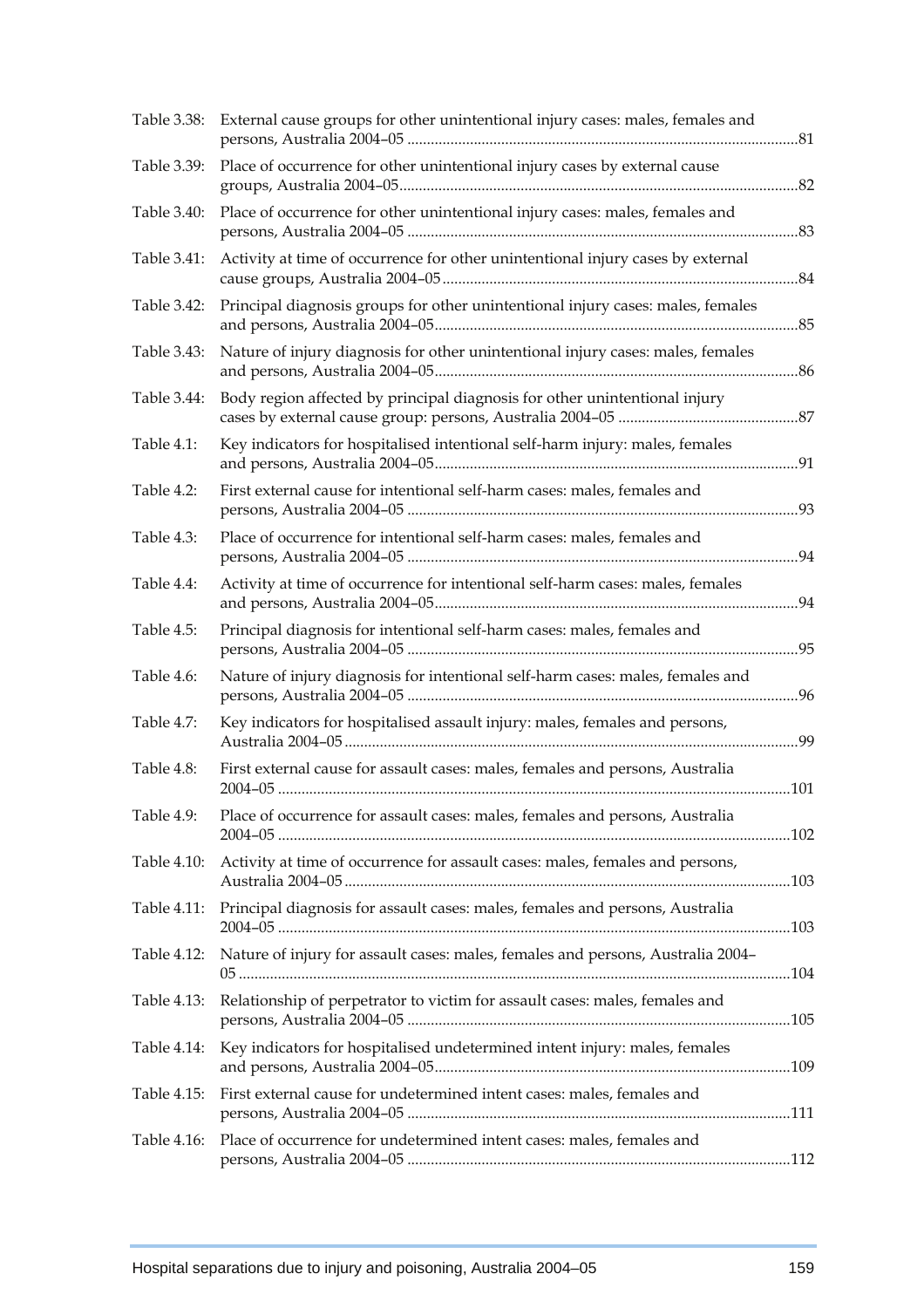| | | |
|---|---|---|
| Table 3.38: | External cause groups for other unintentional injury cases: males, females and persons, Australia 2004–05 | 81 |
| Table 3.39: | Place of occurrence for other unintentional injury cases by external cause groups, Australia 2004–05 | 82 |
| Table 3.40: | Place of occurrence for other unintentional injury cases: males, females and persons, Australia 2004–05 | 83 |
| Table 3.41: | Activity at time of occurrence for other unintentional injury cases by external cause groups, Australia 2004–05 | 84 |
| Table 3.42: | Principal diagnosis groups for other unintentional injury cases: males, females and persons, Australia 2004–05 | 85 |
| Table 3.43: | Nature of injury diagnosis for other unintentional injury cases: males, females and persons, Australia 2004–05 | 86 |
| Table 3.44: | Body region affected by principal diagnosis for other unintentional injury cases by external cause group: persons, Australia 2004–05 | 87 |
| Table 4.1: | Key indicators for hospitalised intentional self-harm injury: males, females and persons, Australia 2004–05 | 91 |
| Table 4.2: | First external cause for intentional self-harm cases: males, females and persons, Australia 2004–05 | 93 |
| Table 4.3: | Place of occurrence for intentional self-harm cases: males, females and persons, Australia 2004–05 | 94 |
| Table 4.4: | Activity at time of occurrence for intentional self-harm cases: males, females and persons, Australia 2004–05 | 94 |
| Table 4.5: | Principal diagnosis for intentional self-harm cases: males, females and persons, Australia 2004–05 | 95 |
| Table 4.6: | Nature of injury diagnosis for intentional self-harm cases: males, females and persons, Australia 2004–05 | 96 |
| Table 4.7: | Key indicators for hospitalised assault injury: males, females and persons, Australia 2004–05 | 99 |
| Table 4.8: | First external cause for assault cases: males, females and persons, Australia 2004–05 | 101 |
| Table 4.9: | Place of occurrence for assault cases: males, females and persons, Australia 2004–05 | 102 |
| Table 4.10: | Activity at time of occurrence for assault cases: males, females and persons, Australia 2004–05 | 103 |
| Table 4.11: | Principal diagnosis for assault cases: males, females and persons, Australia 2004–05 | 103 |
| Table 4.12: | Nature of injury for assault cases: males, females and persons, Australia 2004–05 | 104 |
| Table 4.13: | Relationship of perpetrator to victim for assault cases: males, females and persons, Australia 2004–05 | 105 |
| Table 4.14: | Key indicators for hospitalised undetermined intent injury: males, females and persons, Australia 2004–05 | 109 |
| Table 4.15: | First external cause for undetermined intent cases: males, females and persons, Australia 2004–05 | 111 |
| Table 4.16: | Place of occurrence for undetermined intent cases: males, females and persons, Australia 2004–05 | 112 |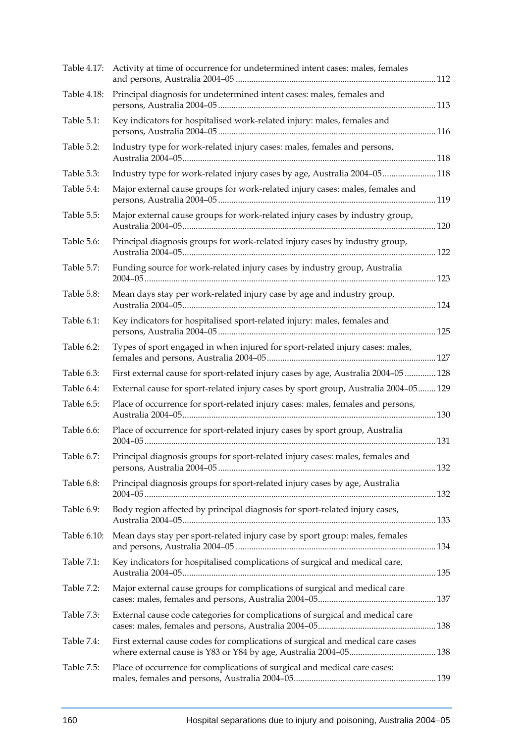| | | |
|---|---|---|
| Table 4.17: | Activity at time of occurrence for undetermined intent cases: males, females and persons, Australia 2004–05 | 112 |
| Table 4.18: | Principal diagnosis for undetermined intent cases: males, females and persons, Australia 2004–05 | 113 |
| Table 5.1: | Key indicators for hospitalised work-related injury: males, females and persons, Australia 2004–05 | 116 |
| Table 5.2: | Industry type for work-related injury cases: males, females and persons, Australia 2004–05 | 118 |
| Table 5.3: | Industry type for work-related injury cases by age, Australia 2004–05 | 118 |
| Table 5.4: | Major external cause groups for work-related injury cases: males, females and persons, Australia 2004–05 | 119 |
| Table 5.5: | Major external cause groups for work-related injury cases by industry group, Australia 2004–05 | 120 |
| Table 5.6: | Principal diagnosis groups for work-related injury cases by industry group, Australia 2004–05 | 122 |
| Table 5.7: | Funding source for work-related injury cases by industry group, Australia 2004–05 | 123 |
| Table 5.8: | Mean days stay per work-related injury case by age and industry group, Australia 2004–05 | 124 |
| Table 6.1: | Key indicators for hospitalised sport-related injury: males, females and persons, Australia 2004–05 | 125 |
| Table 6.2: | Types of sport engaged in when injured for sport-related injury cases: males, females and persons, Australia 2004–05 | 127 |
| Table 6.3: | First external cause for sport-related injury cases by age, Australia 2004–05 | 128 |
| Table 6.4: | External cause for sport-related injury cases by sport group, Australia 2004–05 | 129 |
| Table 6.5: | Place of occurrence for sport-related injury cases: males, females and persons, Australia 2004–05 | 130 |
| Table 6.6: | Place of occurrence for sport-related injury cases by sport group, Australia 2004–05 | 131 |
| Table 6.7: | Principal diagnosis groups for sport-related injury cases: males, females and persons, Australia 2004–05 | 132 |
| Table 6.8: | Principal diagnosis groups for sport-related injury cases by age, Australia 2004–05 | 132 |
| Table 6.9: | Body region affected by principal diagnosis for sport-related injury cases, Australia 2004–05 | 133 |
| Table 6.10: | Mean days stay per sport-related injury case by sport group: males, females and persons, Australia 2004–05 | 134 |
| Table 7.1: | Key indicators for hospitalised complications of surgical and medical care, Australia 2004–05 | 135 |
| Table 7.2: | Major external cause groups for complications of surgical and medical care cases: males, females and persons, Australia 2004–05 | 137 |
| Table 7.3: | External cause code categories for complications of surgical and medical care cases: males, females and persons, Australia 2004–05 | 138 |
| Table 7.4: | First external cause codes for complications of surgical and medical care cases where external cause is Y83 or Y84 by age, Australia 2004–05 | 138 |
| Table 7.5: | Place of occurrence for complications of surgical and medical care cases: males, females and persons, Australia 2004–05 | 139 |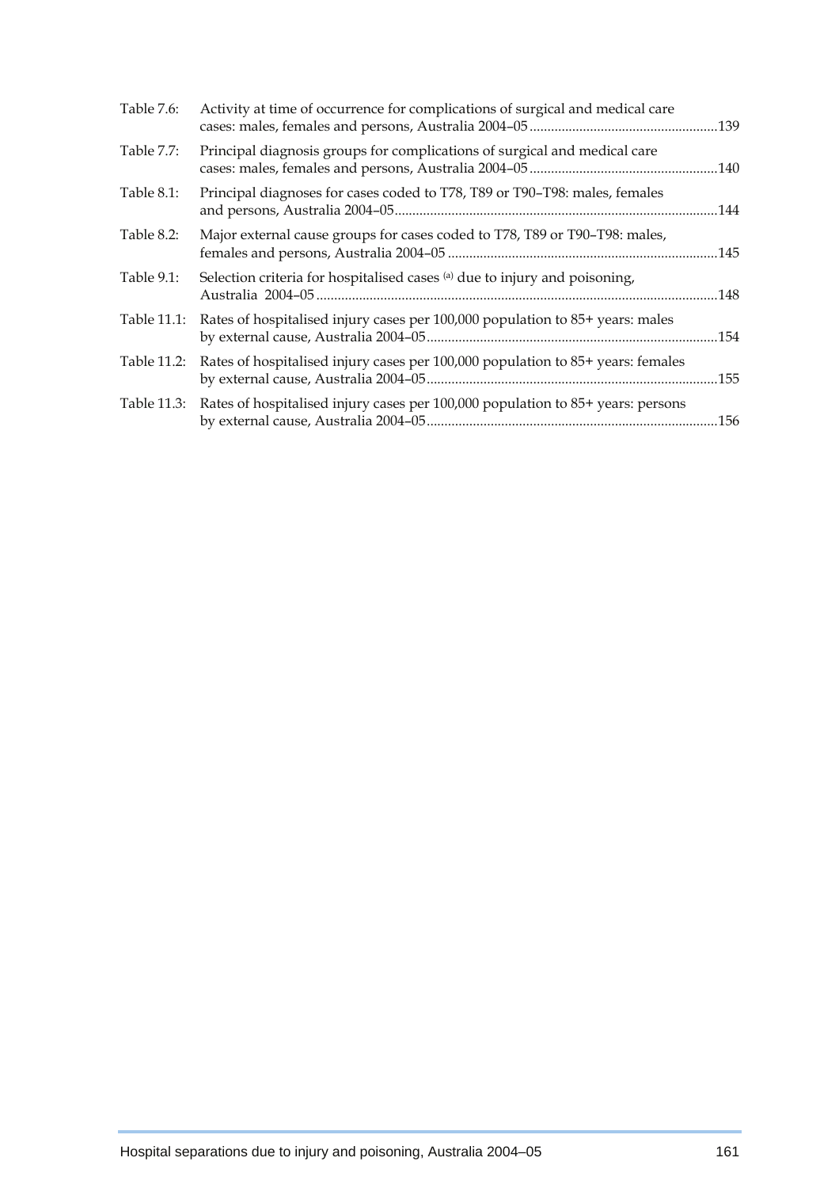Table 7.6: Activity at time of occurrence for complications of surgical and medical care cases: males, females and persons, Australia 2004–05 ....................................................139

Table 7.7: Principal diagnosis groups for complications of surgical and medical care cases: males, females and persons, Australia 2004–05 ....................................................140

Table 8.1: Principal diagnoses for cases coded to T78, T89 or T90–T98: males, females and persons, Australia 2004–05.........................................................................................144

Table 8.2: Major external cause groups for cases coded to T78, T89 or T90–T98: males, females and persons, Australia 2004–05 ..........................................................................145

Table 9.1: Selection criteria for hospitalised cases [a] due to injury and poisoning, Australia 2004–05 ...............................................................................................................148

Table 11.1: Rates of hospitalised injury cases per 100,000 population to 85+ years: males by external cause, Australia 2004–05................................................................................154

Table 11.2: Rates of hospitalised injury cases per 100,000 population to 85+ years: females by external cause, Australia 2004–05................................................................................155

Table 11.3: Rates of hospitalised injury cases per 100,000 population to 85+ years: persons by external cause, Australia 2004–05................................................................................156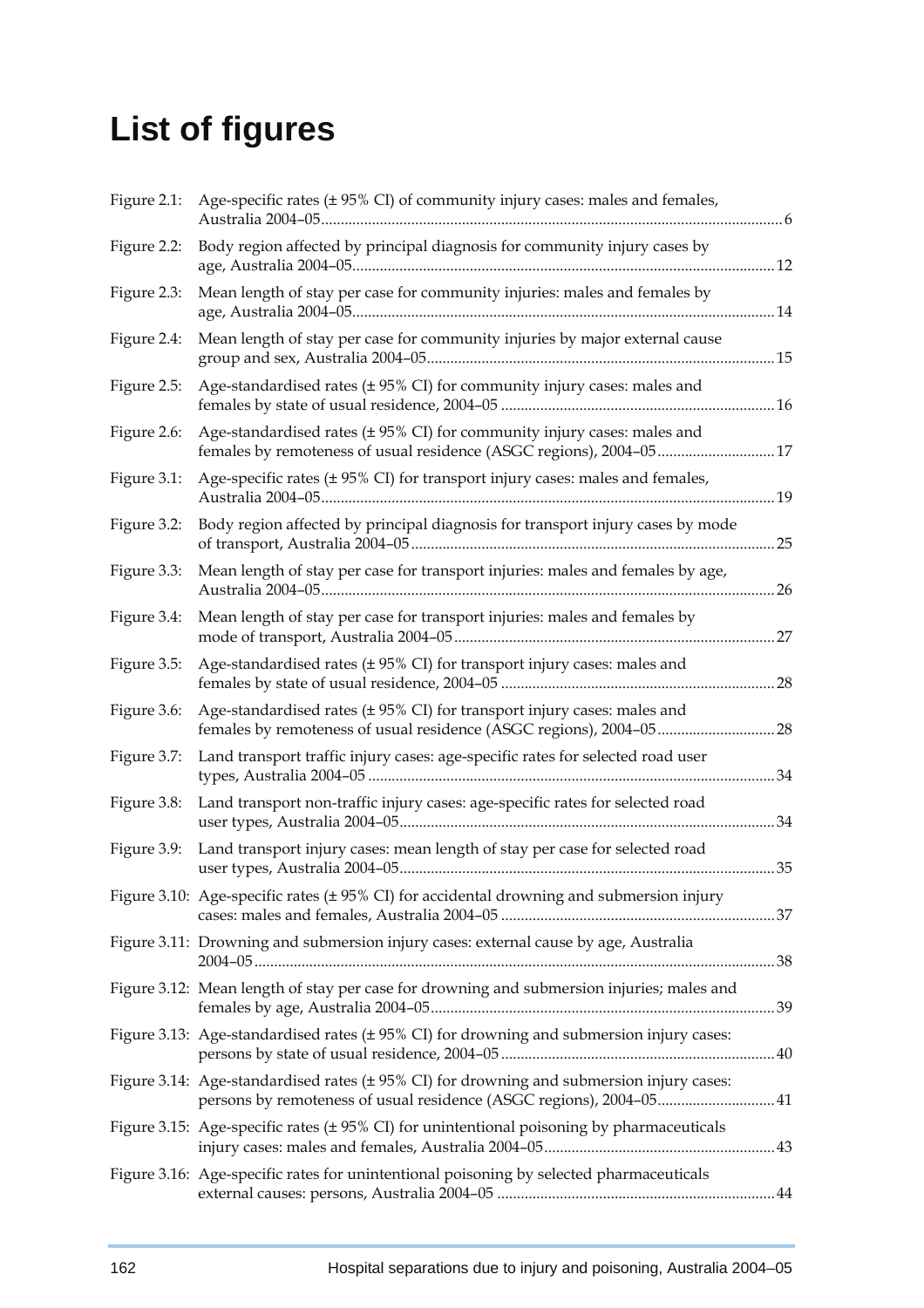# List of figures

| | | |
|---|---|---|
| Figure 2.1: | Age-specific rates (± 95% CI) of community injury cases: males and females, Australia 2004–05 | 6 |
| Figure 2.2: | Body region affected by principal diagnosis for community injury cases by age, Australia 2004–05 | 12 |
| Figure 2.3: | Mean length of stay per case for community injuries: males and females by age, Australia 2004–05 | 14 |
| Figure 2.4: | Mean length of stay per case for community injuries by major external cause group and sex, Australia 2004–05 | 15 |
| Figure 2.5: | Age-standardised rates (± 95% CI) for community injury cases: males and females by state of usual residence, 2004–05 | 16 |
| Figure 2.6: | Age-standardised rates (± 95% CI) for community injury cases: males and females by remoteness of usual residence (ASGC regions), 2004–05 | 17 |
| Figure 3.1: | Age-specific rates (± 95% CI) for transport injury cases: males and females, Australia 2004–05 | 19 |
| Figure 3.2: | Body region affected by principal diagnosis for transport injury cases by mode of transport, Australia 2004–05 | 25 |
| Figure 3.3: | Mean length of stay per case for transport injuries: males and females by age, Australia 2004–05 | 26 |
| Figure 3.4: | Mean length of stay per case for transport injuries: males and females by mode of transport, Australia 2004–05 | 27 |
| Figure 3.5: | Age-standardised rates (± 95% CI) for transport injury cases: males and females by state of usual residence, 2004–05 | 28 |
| Figure 3.6: | Age-standardised rates (± 95% CI) for transport injury cases: males and females by remoteness of usual residence (ASGC regions), 2004–05 | 28 |
| Figure 3.7: | Land transport traffic injury cases: age-specific rates for selected road user types, Australia 2004–05 | 34 |
| Figure 3.8: | Land transport non-traffic injury cases: age-specific rates for selected road user types, Australia 2004–05 | 34 |
| Figure 3.9: | Land transport injury cases: mean length of stay per case for selected road user types, Australia 2004–05 | 35 |
| Figure 3.10: | Age-specific rates (± 95% CI) for accidental drowning and submersion injury cases: males and females, Australia 2004–05 | 37 |
| Figure 3.11: | Drowning and submersion injury cases: external cause by age, Australia 2004–05 | 38 |
| Figure 3.12: | Mean length of stay per case for drowning and submersion injuries; males and females by age, Australia 2004–05 | 39 |
| Figure 3.13: | Age-standardised rates (± 95% CI) for drowning and submersion injury cases: persons by state of usual residence, 2004–05 | 40 |
| Figure 3.14: | Age-standardised rates (± 95% CI) for drowning and submersion injury cases: persons by remoteness of usual residence (ASGC regions), 2004–05 | 41 |
| Figure 3.15: | Age-specific rates (± 95% CI) for unintentional poisoning by pharmaceuticals injury cases: males and females, Australia 2004–05 | 43 |
| Figure 3.16: | Age-specific rates for unintentional poisoning by selected pharmaceuticals external causes: persons, Australia 2004–05 | 44 |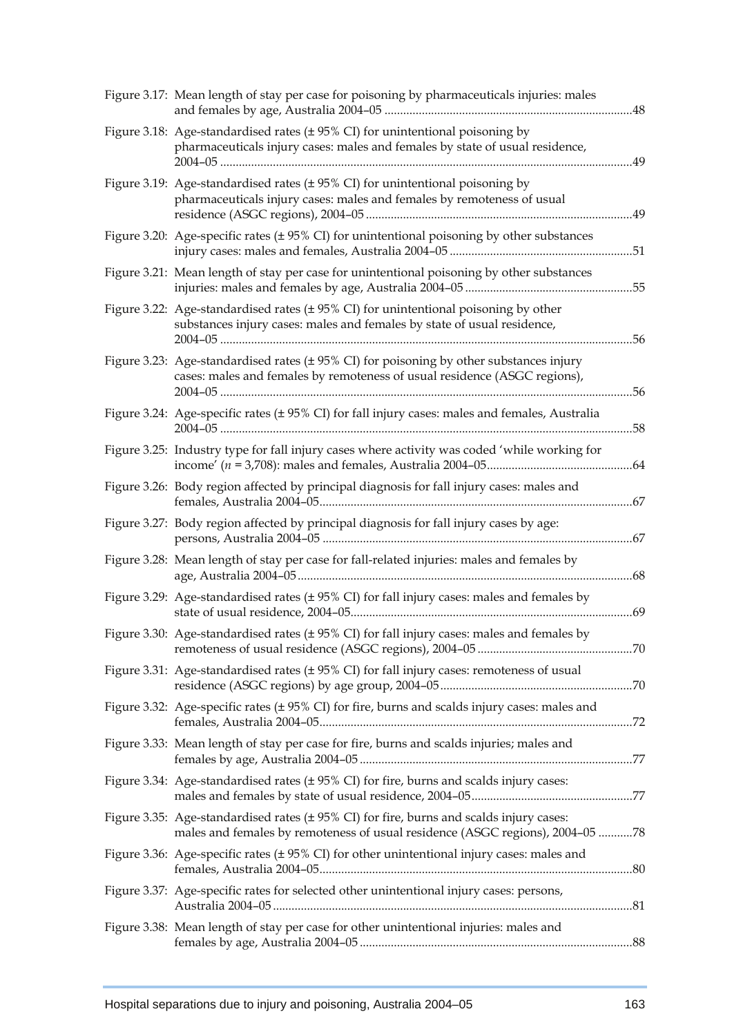Figure 3.17: Mean length of stay per case for poisoning by pharmaceuticals injuries: males and females by age, Australia 2004–05 ....48

Figure 3.18: Age-standardised rates (± 95% CI) for unintentional poisoning by pharmaceuticals injury cases: males and females by state of usual residence, 2004–05 ....49

Figure 3.19: Age-standardised rates (± 95% CI) for unintentional poisoning by pharmaceuticals injury cases: males and females by remoteness of usual residence (ASGC regions), 2004–05 ....49

Figure 3.20: Age-specific rates (± 95% CI) for unintentional poisoning by other substances injury cases: males and females, Australia 2004–05 ....51

Figure 3.21: Mean length of stay per case for unintentional poisoning by other substances injuries: males and females by age, Australia 2004–05 ....55

Figure 3.22: Age-standardised rates (± 95% CI) for unintentional poisoning by other substances injury cases: males and females by state of usual residence, 2004–05 ....56

Figure 3.23: Age-standardised rates (± 95% CI) for poisoning by other substances injury cases: males and females by remoteness of usual residence (ASGC regions), 2004–05 ....56

Figure 3.24: Age-specific rates (± 95% CI) for fall injury cases: males and females, Australia 2004–05 ....58

Figure 3.25: Industry type for fall injury cases where activity was coded 'while working for income' (*n* = 3,708): males and females, Australia 2004–05....64

Figure 3.26: Body region affected by principal diagnosis for fall injury cases: males and females, Australia 2004–05....67

Figure 3.27: Body region affected by principal diagnosis for fall injury cases by age: persons, Australia 2004–05 ....67

Figure 3.28: Mean length of stay per case for fall-related injuries: males and females by age, Australia 2004–05....68

Figure 3.29: Age-standardised rates (± 95% CI) for fall injury cases: males and females by state of usual residence, 2004–05....69

Figure 3.30: Age-standardised rates (± 95% CI) for fall injury cases: males and females by remoteness of usual residence (ASGC regions), 2004–05 ....70

Figure 3.31: Age-standardised rates (± 95% CI) for fall injury cases: remoteness of usual residence (ASGC regions) by age group, 2004–05....70

Figure 3.32: Age-specific rates (± 95% CI) for fire, burns and scalds injury cases: males and females, Australia 2004–05....72

Figure 3.33: Mean length of stay per case for fire, burns and scalds injuries; males and females by age, Australia 2004–05 ....77

Figure 3.34: Age-standardised rates (± 95% CI) for fire, burns and scalds injury cases: males and females by state of usual residence, 2004–05....77

Figure 3.35: Age-standardised rates (± 95% CI) for fire, burns and scalds injury cases: males and females by remoteness of usual residence (ASGC regions), 2004–05 ....78

Figure 3.36: Age-specific rates (± 95% CI) for other unintentional injury cases: males and females, Australia 2004–05....80

Figure 3.37: Age-specific rates for selected other unintentional injury cases: persons, Australia 2004–05 ....81

Figure 3.38: Mean length of stay per case for other unintentional injuries: males and females by age, Australia 2004–05 ....88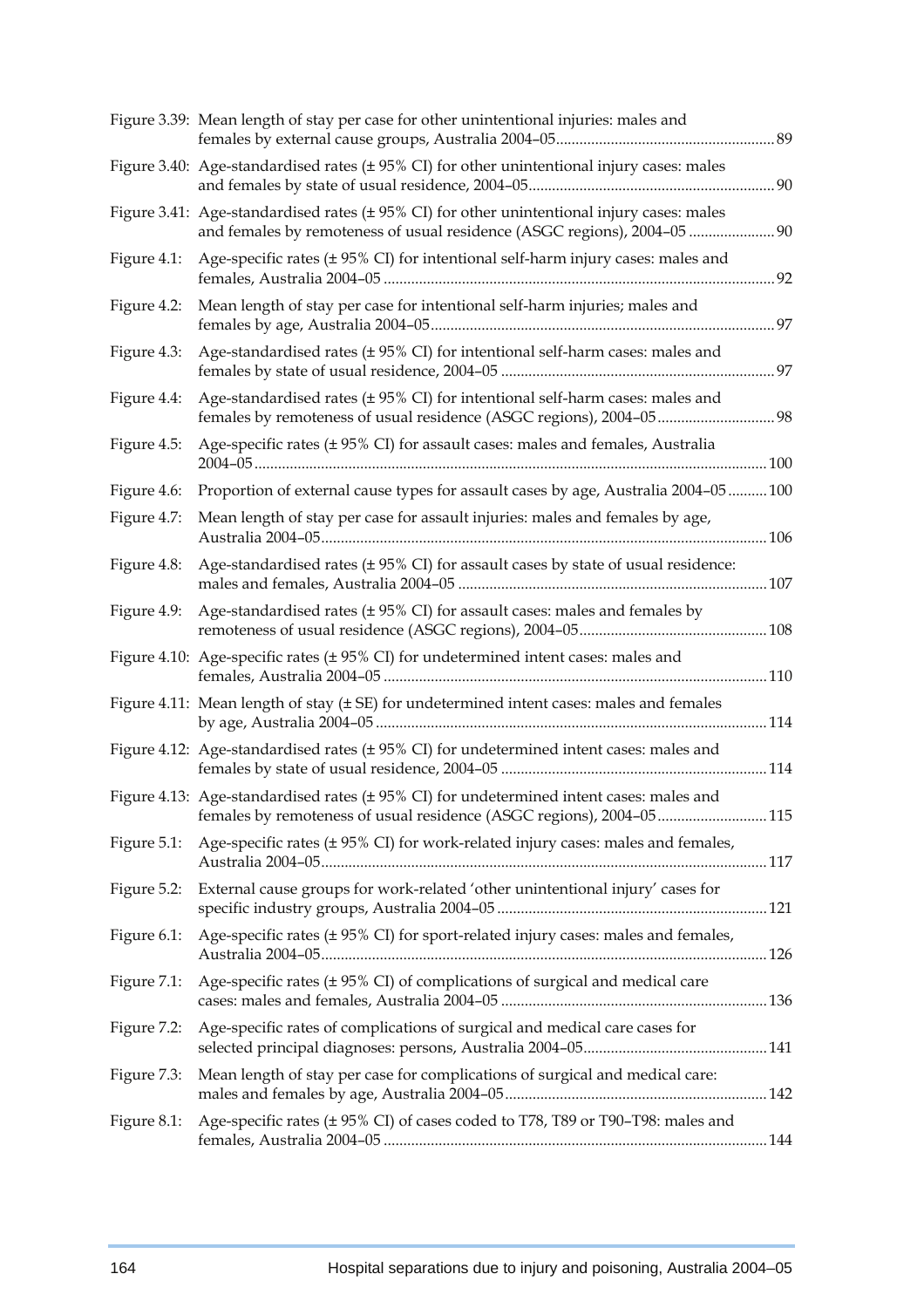| | | |
|---|---|---|
| Figure 3.39: | Mean length of stay per case for other unintentional injuries: males and females by external cause groups, Australia 2004–05 | 89 |
| Figure 3.40: | Age-standardised rates (± 95% CI) for other unintentional injury cases: males and females by state of usual residence, 2004–05 | 90 |
| Figure 3.41: | Age-standardised rates (± 95% CI) for other unintentional injury cases: males and females by remoteness of usual residence (ASGC regions), 2004–05 | 90 |
| Figure 4.1: | Age-specific rates (± 95% CI) for intentional self-harm injury cases: males and females, Australia 2004–05 | 92 |
| Figure 4.2: | Mean length of stay per case for intentional self-harm injuries; males and females by age, Australia 2004–05 | 97 |
| Figure 4.3: | Age-standardised rates (± 95% CI) for intentional self-harm cases: males and females by state of usual residence, 2004–05 | 97 |
| Figure 4.4: | Age-standardised rates (± 95% CI) for intentional self-harm cases: males and females by remoteness of usual residence (ASGC regions), 2004–05 | 98 |
| Figure 4.5: | Age-specific rates (± 95% CI) for assault cases: males and females, Australia 2004–05 | 100 |
| Figure 4.6: | Proportion of external cause types for assault cases by age, Australia 2004–05 | 100 |
| Figure 4.7: | Mean length of stay per case for assault injuries: males and females by age, Australia 2004–05 | 106 |
| Figure 4.8: | Age-standardised rates (± 95% CI) for assault cases by state of usual residence: males and females, Australia 2004–05 | 107 |
| Figure 4.9: | Age-standardised rates (± 95% CI) for assault cases: males and females by remoteness of usual residence (ASGC regions), 2004–05 | 108 |
| Figure 4.10: | Age-specific rates (± 95% CI) for undetermined intent cases: males and females, Australia 2004–05 | 110 |
| Figure 4.11: | Mean length of stay (± SE) for undetermined intent cases: males and females by age, Australia 2004–05 | 114 |
| Figure 4.12: | Age-standardised rates (± 95% CI) for undetermined intent cases: males and females by state of usual residence, 2004–05 | 114 |
| Figure 4.13: | Age-standardised rates (± 95% CI) for undetermined intent cases: males and females by remoteness of usual residence (ASGC regions), 2004–05 | 115 |
| Figure 5.1: | Age-specific rates (± 95% CI) for work-related injury cases: males and females, Australia 2004–05 | 117 |
| Figure 5.2: | External cause groups for work-related 'other unintentional injury' cases for specific industry groups, Australia 2004–05 | 121 |
| Figure 6.1: | Age-specific rates (± 95% CI) for sport-related injury cases: males and females, Australia 2004–05 | 126 |
| Figure 7.1: | Age-specific rates (± 95% CI) of complications of surgical and medical care cases: males and females, Australia 2004–05 | 136 |
| Figure 7.2: | Age-specific rates of complications of surgical and medical care cases for selected principal diagnoses: persons, Australia 2004–05 | 141 |
| Figure 7.3: | Mean length of stay per case for complications of surgical and medical care: males and females by age, Australia 2004–05 | 142 |
| Figure 8.1: | Age-specific rates (± 95% CI) of cases coded to T78, T89 or T90–T98: males and females, Australia 2004–05 | 144 |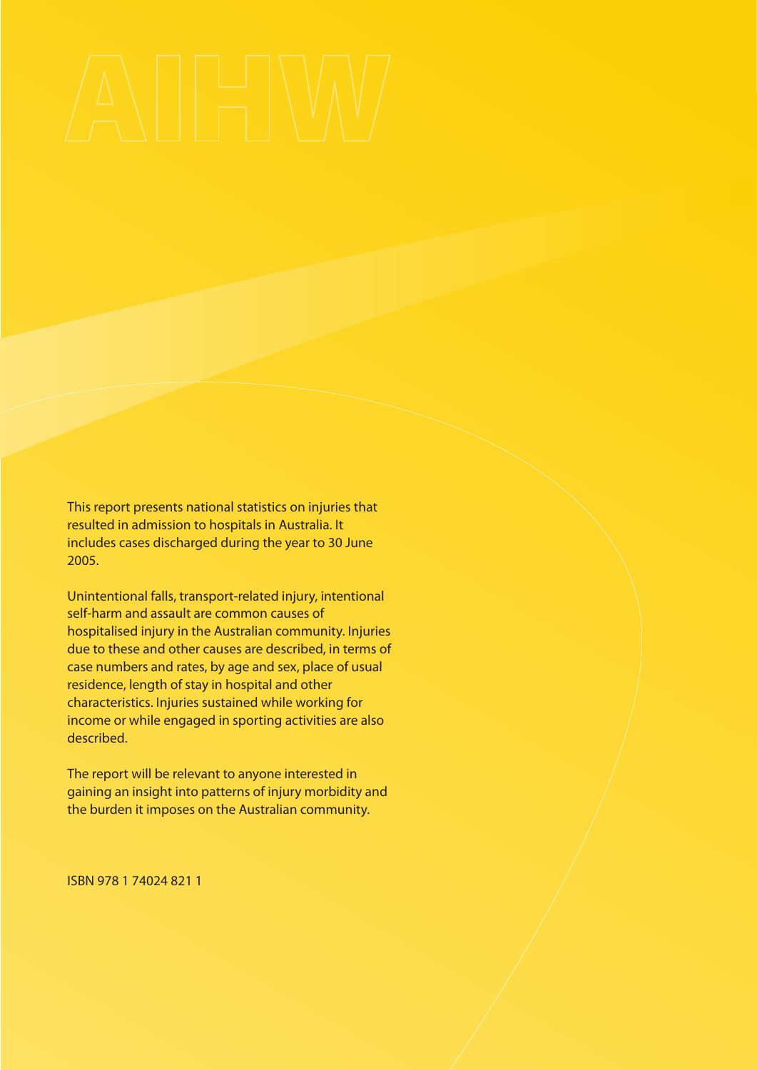AIHW

This report presents national statistics on injuries that resulted in admission to hospitals in Australia. It includes cases discharged during the year to 30 June 2005.

Unintentional falls, transport-related injury, intentional self-harm and assault are common causes of hospitalised injury in the Australian community. Injuries due to these and other causes are described, in terms of case numbers and rates, by age and sex, place of usual residence, length of stay in hospital and other characteristics. Injuries sustained while working for income or while engaged in sporting activities are also described.

The report will be relevant to anyone interested in gaining an insight into patterns of injury morbidity and the burden it imposes on the Australian community.

ISBN 978 1 74024 821 1